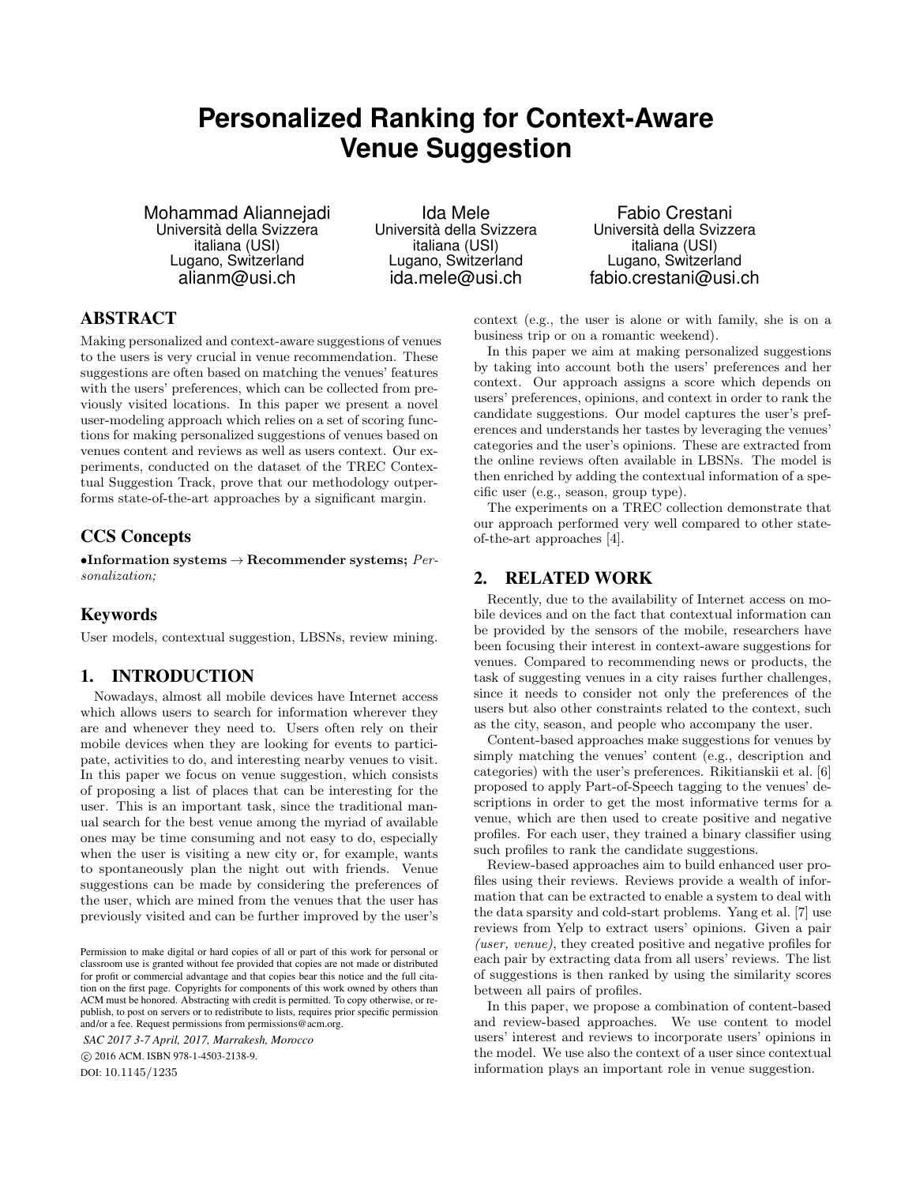# Personalized Ranking for Context-Aware Venue Suggestion

Mohammad Aliannejadi
Università della Svizzera italiana (USI)
Lugano, Switzerland
alianm@usi.ch

Ida Mele
Università della Svizzera italiana (USI)
Lugano, Switzerland
ida.mele@usi.ch

Fabio Crestani
Università della Svizzera italiana (USI)
Lugano, Switzerland
fabio.crestani@usi.ch

## ABSTRACT

Making personalized and context-aware suggestions of venues to the users is very crucial in venue recommendation. These suggestions are often based on matching the venues' features with the users' preferences, which can be collected from previously visited locations. In this paper we present a novel user-modeling approach which relies on a set of scoring functions for making personalized suggestions of venues based on venues content and reviews as well as users context. Our experiments, conducted on the dataset of the TREC Contextual Suggestion Track, prove that our methodology outperforms state-of-the-art approaches by a significant margin.

## CCS Concepts

•**Information systems** → **Recommender systems;** *Personalization;*

## Keywords

User models, contextual suggestion, LBSNs, review mining.

## 1. INTRODUCTION

Nowadays, almost all mobile devices have Internet access which allows users to search for information wherever they are and whenever they need to. Users often rely on their mobile devices when they are looking for events to participate, activities to do, and interesting nearby venues to visit. In this paper we focus on venue suggestion, which consists of proposing a list of places that can be interesting for the user. This is an important task, since the traditional manual search for the best venue among the myriad of available ones may be time consuming and not easy to do, especially when the user is visiting a new city or, for example, wants to spontaneously plan the night out with friends. Venue suggestions can be made by considering the preferences of the user, which are mined from the venues that the user has previously visited and can be further improved by the user's context (e.g., the user is alone or with family, she is on a business trip or on a romantic weekend).

In this paper we aim at making personalized suggestions by taking into account both the users' preferences and her context. Our approach assigns a score which depends on users' preferences, opinions, and context in order to rank the candidate suggestions. Our model captures the user's preferences and understands her tastes by leveraging the venues' categories and the user's opinions. These are extracted from the online reviews often available in LBSNs. The model is then enriched by adding the contextual information of a specific user (e.g., season, group type).

The experiments on a TREC collection demonstrate that our approach performed very well compared to other state-of-the-art approaches [4].

Permission to make digital or hard copies of all or part of this work for personal or classroom use is granted without fee provided that copies are not made or distributed for profit or commercial advantage and that copies bear this notice and the full citation on the first page. Copyrights for components of this work owned by others than ACM must be honored. Abstracting with credit is permitted. To copy otherwise, or republish, to post on servers or to redistribute to lists, requires prior specific permission and/or a fee. Request permissions from permissions@acm.org.

*SAC 2017 3-7 April, 2017, Marrakesh, Morocco*

© 2016 ACM. ISBN 978-1-4503-2138-9.

DOI: 10.1145/1235

## 2. RELATED WORK

Recently, due to the availability of Internet access on mobile devices and on the fact that contextual information can be provided by the sensors of the mobile, researchers have been focusing their interest in context-aware suggestions for venues. Compared to recommending news or products, the task of suggesting venues in a city raises further challenges, since it needs to consider not only the preferences of the users but also other constraints related to the context, such as the city, season, and people who accompany the user.

Content-based approaches make suggestions for venues by simply matching the venues' content (e.g., description and categories) with the user's preferences. Rikitianskii et al. [6] proposed to apply Part-of-Speech tagging to the venues' descriptions in order to get the most informative terms for a venue, which are then used to create positive and negative profiles. For each user, they trained a binary classifier using such profiles to rank the candidate suggestions.

Review-based approaches aim to build enhanced user profiles using their reviews. Reviews provide a wealth of information that can be extracted to enable a system to deal with the data sparsity and cold-start problems. Yang et al. [7] use reviews from Yelp to extract users' opinions. Given a pair *(user, venue)*, they created positive and negative profiles for each pair by extracting data from all users' reviews. The list of suggestions is then ranked by using the similarity scores between all pairs of profiles.

In this paper, we propose a combination of content-based and review-based approaches. We use content to model users' interest and reviews to incorporate users' opinions in the model. We use also the context of a user since contextual information plays an important role in venue suggestion.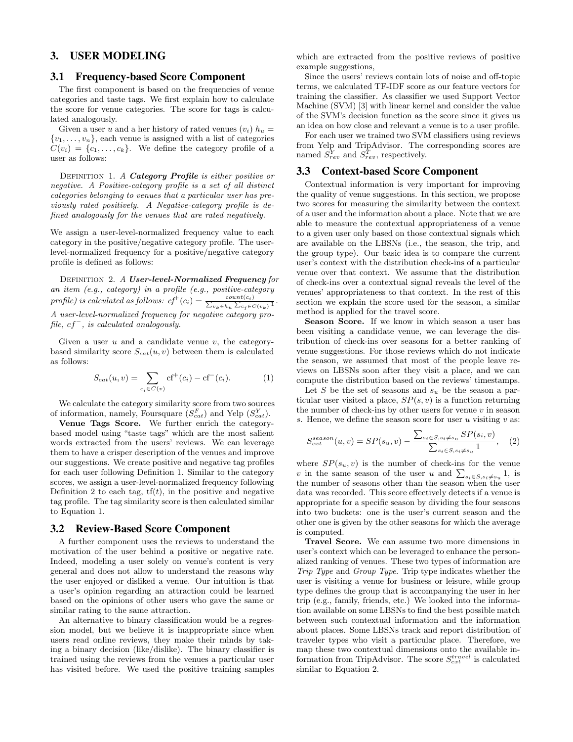## 3. USER MODELING

### 3.1 Frequency-based Score Component

The first component is based on the frequencies of venue categories and taste tags. We first explain how to calculate the score for venue categories. The score for tags is calculated analogously.

Given a user $u$ and a her history of rated venues $(v_i)$ $h_u = \{v_1, \ldots, v_n\}$, each venue is assigned with a list of categories $C(v_i) = \{c_1, \ldots, c_k\}$. We define the category profile of a user as follows:

Definition 1. *A **Category Profile** is either positive or negative. A Positive-category profile is a set of all distinct categories belonging to venues that a particular user has previously rated positively. A Negative-category profile is defined analogously for the venues that are rated negatively.*

We assign a user-level-normalized frequency value to each category in the positive/negative category profile. The user-level-normalized frequency for a positive/negative category profile is defined as follows:

Definition 2. *A **User-level-Normalized Frequency** for an item (e.g., category) in a profile (e.g., positive-category profile) is calculated as follows: $cf^{+}(c_i) = \frac{count(c_i)}{\sum_{v_k \in h_u} \sum_{c_j \in C(v_k)} 1}$. A user-level-normalized frequency for negative category profile, $cf^{-}$, is calculated analogously.*

Given a user $u$ and a candidate venue $v$, the category-based similarity score $S_{cat}(u, v)$ between them is calculated as follows:

$$S_{cat}(u, v) = \sum_{c_i \in C(v)} \mathrm{cf}^{+}(c_i) - \mathrm{cf}^{-}(c_i). \quad (1)$$

We calculate the category similarity score from two sources of information, namely, Foursquare ($S^{F}_{cat}$) and Yelp ($S^{Y}_{cat}$).

**Venue Tags Score.** We further enrich the category-based model using "taste tags" which are the most salient words extracted from the users' reviews. We can leverage them to have a crisper description of the venues and improve our suggestions. We create positive and negative tag profiles for each user following Definition 1. Similar to the category scores, we assign a user-level-normalized frequency following Definition 2 to each tag, $\mathrm{tf}(t)$, in the positive and negative tag profile. The tag similarity score is then calculated similar to Equation 1.

### 3.2 Review-Based Score Component

A further component uses the reviews to understand the motivation of the user behind a positive or negative rate. Indeed, modeling a user solely on venue's content is very general and does not allow to understand the reasons why the user enjoyed or disliked a venue. Our intuition is that a user's opinion regarding an attraction could be learned based on the opinions of other users who gave the same or similar rating to the same attraction.

An alternative to binary classification would be a regression model, but we believe it is inappropriate since when users read online reviews, they make their minds by taking a binary decision (like/dislike). The binary classifier is trained using the reviews from the venues a particular user has visited before. We used the positive training samples which are extracted from the positive reviews of positive example suggestions,

Since the users' reviews contain lots of noise and off-topic terms, we calculated TF-IDF score as our feature vectors for training the classifier. As classifier we used Support Vector Machine (SVM) [3] with linear kernel and consider the value of the SVM's decision function as the score since it gives us an idea on how close and relevant a venue is to a user profile.

For each user we trained two SVM classifiers using reviews from Yelp and TripAdvisor. The corresponding scores are named $S^{Y}_{rev}$ and $S^{T}_{rev}$, respectively.

### 3.3 Context-based Score Component

Contextual information is very important for improving the quality of venue suggestions. In this section, we propose two scores for measuring the similarity between the context of a user and the information about a place. Note that we are able to measure the contextual appropriateness of a venue to a given user only based on those contextual signals which are available on the LBSNs (i.e., the season, the trip, and the group type). Our basic idea is to compare the current user's context with the distribution check-ins of a particular venue over that context. We assume that the distribution of check-ins over a contextual signal reveals the level of the venues' appropriateness to that context. In the rest of this section we explain the score used for the season, a similar method is applied for the travel score.

**Season Score.** If we know in which season a user has been visiting a candidate venue, we can leverage the distribution of check-ins over seasons for a better ranking of venue suggestions. For those reviews which do not indicate the season, we assumed that most of the people leave reviews on LBSNs soon after they visit a place, and we can compute the distribution based on the reviews' timestamps.

Let $S$ be the set of seasons and $s_u$ be the season a particular user visited a place, $SP(s, v)$ is a function returning the number of check-ins by other users for venue $v$ in season $s$. Hence, we define the season score for user $u$ visiting $v$ as:

$$S^{season}_{cxt}(u, v) = SP(s_u, v) - \frac{\sum_{s_i \in S, s_i \neq s_u} SP(s_i, v)}{\sum_{s_i \in S, s_i \neq s_u} 1}, \quad (2)$$

where $SP(s_u, v)$ is the number of check-ins for the venue $v$ in the same season of the user $u$ and $\sum_{s_i \in S, s_i \neq s_u} 1$, is the number of seasons other than the season when the user data was recorded. This score effectively detects if a venue is appropriate for a specific season by dividing the four seasons into two buckets: one is the user's current season and the other one is given by the other seasons for which the average is computed.

**Travel Score.** We can assume two more dimensions in user's context which can be leveraged to enhance the personalized ranking of venues. These two types of information are *Trip Type* and *Group Type*. Trip type indicates whether the user is visiting a venue for business or leisure, while group type defines the group that is accompanying the user in her trip (e.g., family, friends, etc.) We looked into the information available on some LBSNs to find the best possible match between such contextual information and the information about places. Some LBSNs track and report distribution of traveler types who visit a particular place. Therefore, we map these two contextual dimensions onto the available information from TripAdvisor. The score $S^{travel}_{cxt}$ is calculated similar to Equation 2.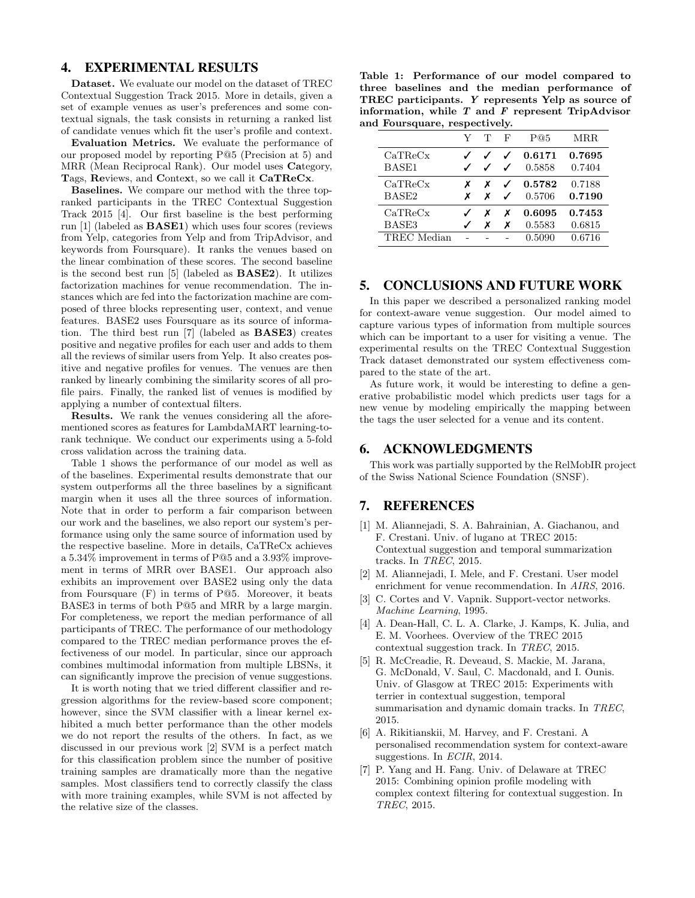## 4. EXPERIMENTAL RESULTS

**Dataset.** We evaluate our model on the dataset of TREC Contextual Suggestion Track 2015. More in details, given a set of example venues as user's preferences and some contextual signals, the task consists in returning a ranked list of candidate venues which fit the user's profile and context.

**Evaluation Metrics.** We evaluate the performance of our proposed model by reporting P@5 (Precision at 5) and MRR (Mean Reciprocal Rank). Our model uses **Ca**tegory, **T**ags, **Re**views, and **C**onte**x**t, so we call it **CaTReCx**.

**Baselines.** We compare our method with the three top-ranked participants in the TREC Contextual Suggestion Track 2015 [4]. Our first baseline is the best performing run [1] (labeled as **BASE1**) which uses four scores (reviews from Yelp, categories from Yelp and from TripAdvisor, and keywords from Foursquare). It ranks the venues based on the linear combination of these scores. The second baseline is the second best run [5] (labeled as **BASE2**). It utilizes factorization machines for venue recommendation. The instances which are fed into the factorization machine are composed of three blocks representing user, context, and venue features. BASE2 uses Foursquare as its source of information. The third best run [7] (labeled as **BASE3**) creates positive and negative profiles for each user and adds to them all the reviews of similar users from Yelp. It also creates positive and negative profiles for venues. The venues are then ranked by linearly combining the similarity scores of all profile pairs. Finally, the ranked list of venues is modified by applying a number of contextual filters.

**Results.** We rank the venues considering all the aforementioned scores as features for LambdaMART learning-to-rank technique. We conduct our experiments using a 5-fold cross validation across the training data.

Table 1 shows the performance of our model as well as of the baselines. Experimental results demonstrate that our system outperforms all the three baselines by a significant margin when it uses all the three sources of information. Note that in order to perform a fair comparison between our work and the baselines, we also report our system's performance using only the same source of information used by the respective baseline. More in details, CaTReCx achieves a 5.34% improvement in terms of P@5 and a 3.93% improvement in terms of MRR over BASE1. Our approach also exhibits an improvement over BASE2 using only the data from Foursquare (F) in terms of P@5. Moreover, it beats BASE3 in terms of both P@5 and MRR by a large margin. For completeness, we report the median performance of all participants of TREC. The performance of our methodology compared to the TREC median performance proves the effectiveness of our model. In particular, since our approach combines multimodal information from multiple LBSNs, it can significantly improve the precision of venue suggestions.

It is worth noting that we tried different classifier and regression algorithms for the review-based score component; however, since the SVM classifier with a linear kernel exhibited a much better performance than the other models we do not report the results of the others. In fact, as we discussed in our previous work [2] SVM is a perfect match for this classification problem since the number of positive training samples are dramatically more than the negative samples. Most classifiers tend to correctly classify the class with more training examples, while SVM is not affected by the relative size of the classes.

**Table 1: Performance of our model compared to three baselines and the median performance of TREC participants. *Y* represents Yelp as source of information, while *T* and *F* represent TripAdvisor and Foursquare, respectively.**

| | Y | T | F | P@5 | MRR |
|---|---|---|---|---|---|
| CaTReCx | ✓ | ✓ | ✓ | **0.6171** | **0.7695** |
| BASE1 | ✓ | ✓ | ✓ | 0.5858 | 0.7404 |
| CaTReCx | ✗ | ✗ | ✓ | **0.5782** | 0.7188 |
| BASE2 | ✗ | ✗ | ✓ | 0.5706 | **0.7190** |
| CaTReCx | ✓ | ✗ | ✗ | **0.6095** | **0.7453** |
| BASE3 | ✓ | ✗ | ✗ | 0.5583 | 0.6815 |
| TREC Median | - | - | - | 0.5090 | 0.6716 |

## 5. CONCLUSIONS AND FUTURE WORK

In this paper we described a personalized ranking model for context-aware venue suggestion. Our model aimed to capture various types of information from multiple sources which can be important to a user for visiting a venue. The experimental results on the TREC Contextual Suggestion Track dataset demonstrated our system effectiveness compared to the state of the art.

As future work, it would be interesting to define a generative probabilistic model which predicts user tags for a new venue by modeling empirically the mapping between the tags the user selected for a venue and its content.

## 6. ACKNOWLEDGMENTS

This work was partially supported by the RelMobIR project of the Swiss National Science Foundation (SNSF).

## 7. REFERENCES

[1] M. Aliannejadi, S. A. Bahrainian, A. Giachanou, and F. Crestani. Univ. of lugano at TREC 2015: Contextual suggestion and temporal summarization tracks. In *TREC*, 2015.

[2] M. Aliannejadi, I. Mele, and F. Crestani. User model enrichment for venue recommendation. In *AIRS*, 2016.

[3] C. Cortes and V. Vapnik. Support-vector networks. *Machine Learning*, 1995.

[4] A. Dean-Hall, C. L. A. Clarke, J. Kamps, K. Julia, and E. M. Voorhees. Overview of the TREC 2015 contextual suggestion track. In *TREC*, 2015.

[5] R. McCreadie, R. Deveaud, S. Mackie, M. Jarana, G. McDonald, V. Saul, C. Macdonald, and I. Ounis. Univ. of Glasgow at TREC 2015: Experiments with terrier in contextual suggestion, temporal summarisation and dynamic domain tracks. In *TREC*, 2015.

[6] A. Rikitianskii, M. Harvey, and F. Crestani. A personalised recommendation system for context-aware suggestions. In *ECIR*, 2014.

[7] P. Yang and H. Fang. Univ. of Delaware at TREC 2015: Combining opinion profile modeling with complex context filtering for contextual suggestion. In *TREC*, 2015.